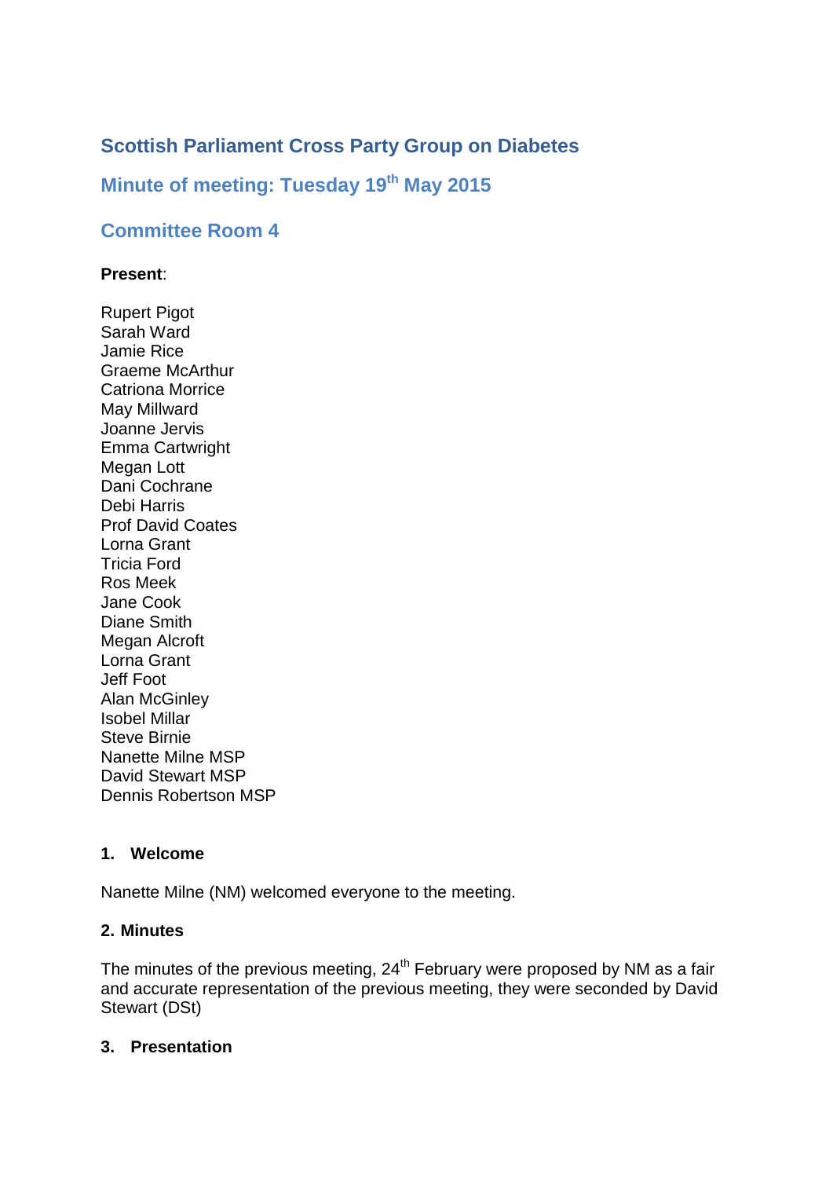# Scottish Parliament Cross Party Group on Diabetes

## Minute of meeting: Tuesday 19th May 2015

## Committee Room 4

**Present**:

Rupert Pigot
Sarah Ward
Jamie Rice
Graeme McArthur
Catriona Morrice
May Millward
Joanne Jervis
Emma Cartwright
Megan Lott
Dani Cochrane
Debi Harris
Prof David Coates
Lorna Grant
Tricia Ford
Ros Meek
Jane Cook
Diane Smith
Megan Alcroft
Lorna Grant
Jeff Foot
Alan McGinley
Isobel Millar
Steve Birnie
Nanette Milne MSP
David Stewart MSP
Dennis Robertson MSP

### 1. Welcome

Nanette Milne (NM) welcomed everyone to the meeting.

### 2. Minutes

The minutes of the previous meeting, 24th February were proposed by NM as a fair and accurate representation of the previous meeting, they were seconded by David Stewart (DSt)

### 3. Presentation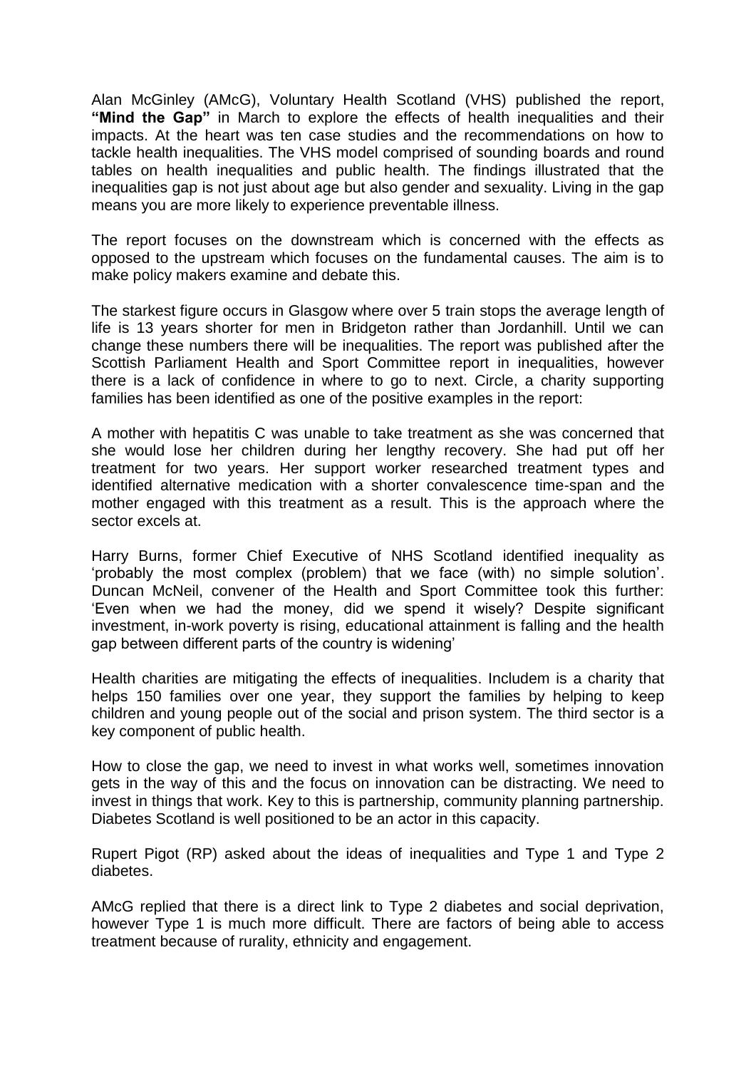Alan McGinley (AMcG), Voluntary Health Scotland (VHS) published the report, **"Mind the Gap"** in March to explore the effects of health inequalities and their impacts. At the heart was ten case studies and the recommendations on how to tackle health inequalities. The VHS model comprised of sounding boards and round tables on health inequalities and public health. The findings illustrated that the inequalities gap is not just about age but also gender and sexuality. Living in the gap means you are more likely to experience preventable illness.

The report focuses on the downstream which is concerned with the effects as opposed to the upstream which focuses on the fundamental causes. The aim is to make policy makers examine and debate this.

The starkest figure occurs in Glasgow where over 5 train stops the average length of life is 13 years shorter for men in Bridgeton rather than Jordanhill. Until we can change these numbers there will be inequalities. The report was published after the Scottish Parliament Health and Sport Committee report in inequalities, however there is a lack of confidence in where to go to next. Circle, a charity supporting families has been identified as one of the positive examples in the report:

A mother with hepatitis C was unable to take treatment as she was concerned that she would lose her children during her lengthy recovery. She had put off her treatment for two years. Her support worker researched treatment types and identified alternative medication with a shorter convalescence time-span and the mother engaged with this treatment as a result. This is the approach where the sector excels at.

Harry Burns, former Chief Executive of NHS Scotland identified inequality as 'probably the most complex (problem) that we face (with) no simple solution'. Duncan McNeil, convener of the Health and Sport Committee took this further: 'Even when we had the money, did we spend it wisely? Despite significant investment, in-work poverty is rising, educational attainment is falling and the health gap between different parts of the country is widening'

Health charities are mitigating the effects of inequalities. Includem is a charity that helps 150 families over one year, they support the families by helping to keep children and young people out of the social and prison system. The third sector is a key component of public health.

How to close the gap, we need to invest in what works well, sometimes innovation gets in the way of this and the focus on innovation can be distracting. We need to invest in things that work. Key to this is partnership, community planning partnership. Diabetes Scotland is well positioned to be an actor in this capacity.

Rupert Pigot (RP) asked about the ideas of inequalities and Type 1 and Type 2 diabetes.

AMcG replied that there is a direct link to Type 2 diabetes and social deprivation, however Type 1 is much more difficult. There are factors of being able to access treatment because of rurality, ethnicity and engagement.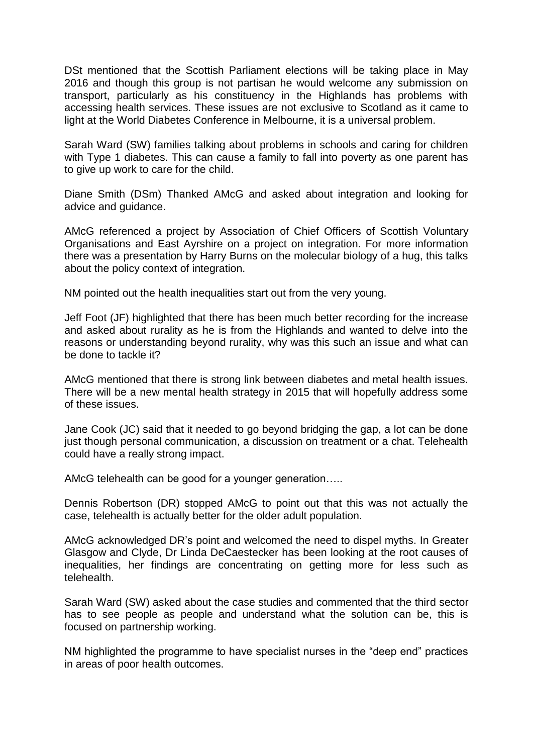DSt mentioned that the Scottish Parliament elections will be taking place in May 2016 and though this group is not partisan he would welcome any submission on transport, particularly as his constituency in the Highlands has problems with accessing health services. These issues are not exclusive to Scotland as it came to light at the World Diabetes Conference in Melbourne, it is a universal problem.

Sarah Ward (SW) families talking about problems in schools and caring for children with Type 1 diabetes. This can cause a family to fall into poverty as one parent has to give up work to care for the child.

Diane Smith (DSm) Thanked AMcG and asked about integration and looking for advice and guidance.

AMcG referenced a project by Association of Chief Officers of Scottish Voluntary Organisations and East Ayrshire on a project on integration. For more information there was a presentation by Harry Burns on the molecular biology of a hug, this talks about the policy context of integration.

NM pointed out the health inequalities start out from the very young.

Jeff Foot (JF) highlighted that there has been much better recording for the increase and asked about rurality as he is from the Highlands and wanted to delve into the reasons or understanding beyond rurality, why was this such an issue and what can be done to tackle it?

AMcG mentioned that there is strong link between diabetes and metal health issues. There will be a new mental health strategy in 2015 that will hopefully address some of these issues.

Jane Cook (JC) said that it needed to go beyond bridging the gap, a lot can be done just though personal communication, a discussion on treatment or a chat. Telehealth could have a really strong impact.

AMcG telehealth can be good for a younger generation…..

Dennis Robertson (DR) stopped AMcG to point out that this was not actually the case, telehealth is actually better for the older adult population.

AMcG acknowledged DR's point and welcomed the need to dispel myths. In Greater Glasgow and Clyde, Dr Linda DeCaestecker has been looking at the root causes of inequalities, her findings are concentrating on getting more for less such as telehealth.

Sarah Ward (SW) asked about the case studies and commented that the third sector has to see people as people and understand what the solution can be, this is focused on partnership working.

NM highlighted the programme to have specialist nurses in the "deep end" practices in areas of poor health outcomes.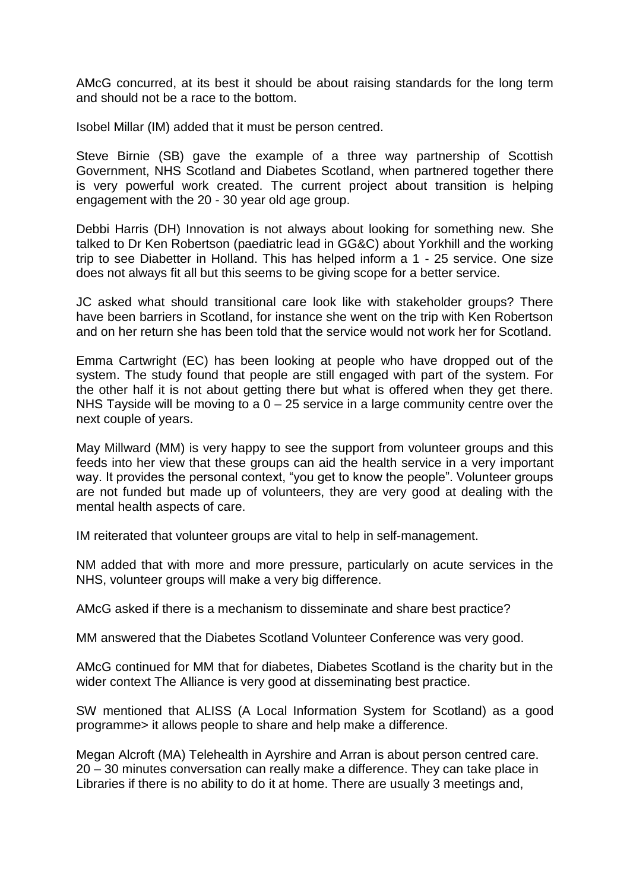AMcG concurred, at its best it should be about raising standards for the long term and should not be a race to the bottom.

Isobel Millar (IM) added that it must be person centred.

Steve Birnie (SB) gave the example of a three way partnership of Scottish Government, NHS Scotland and Diabetes Scotland, when partnered together there is very powerful work created. The current project about transition is helping engagement with the 20 - 30 year old age group.

Debbi Harris (DH) Innovation is not always about looking for something new. She talked to Dr Ken Robertson (paediatric lead in GG&C) about Yorkhill and the working trip to see Diabetter in Holland. This has helped inform a 1 - 25 service. One size does not always fit all but this seems to be giving scope for a better service.

JC asked what should transitional care look like with stakeholder groups? There have been barriers in Scotland, for instance she went on the trip with Ken Robertson and on her return she has been told that the service would not work her for Scotland.

Emma Cartwright (EC) has been looking at people who have dropped out of the system. The study found that people are still engaged with part of the system. For the other half it is not about getting there but what is offered when they get there. NHS Tayside will be moving to a 0 – 25 service in a large community centre over the next couple of years.

May Millward (MM) is very happy to see the support from volunteer groups and this feeds into her view that these groups can aid the health service in a very important way. It provides the personal context, "you get to know the people". Volunteer groups are not funded but made up of volunteers, they are very good at dealing with the mental health aspects of care.

IM reiterated that volunteer groups are vital to help in self-management.

NM added that with more and more pressure, particularly on acute services in the NHS, volunteer groups will make a very big difference.

AMcG asked if there is a mechanism to disseminate and share best practice?

MM answered that the Diabetes Scotland Volunteer Conference was very good.

AMcG continued for MM that for diabetes, Diabetes Scotland is the charity but in the wider context The Alliance is very good at disseminating best practice.

SW mentioned that ALISS (A Local Information System for Scotland) as a good programme> it allows people to share and help make a difference.

Megan Alcroft (MA) Telehealth in Ayrshire and Arran is about person centred care. 20 – 30 minutes conversation can really make a difference. They can take place in Libraries if there is no ability to do it at home. There are usually 3 meetings and,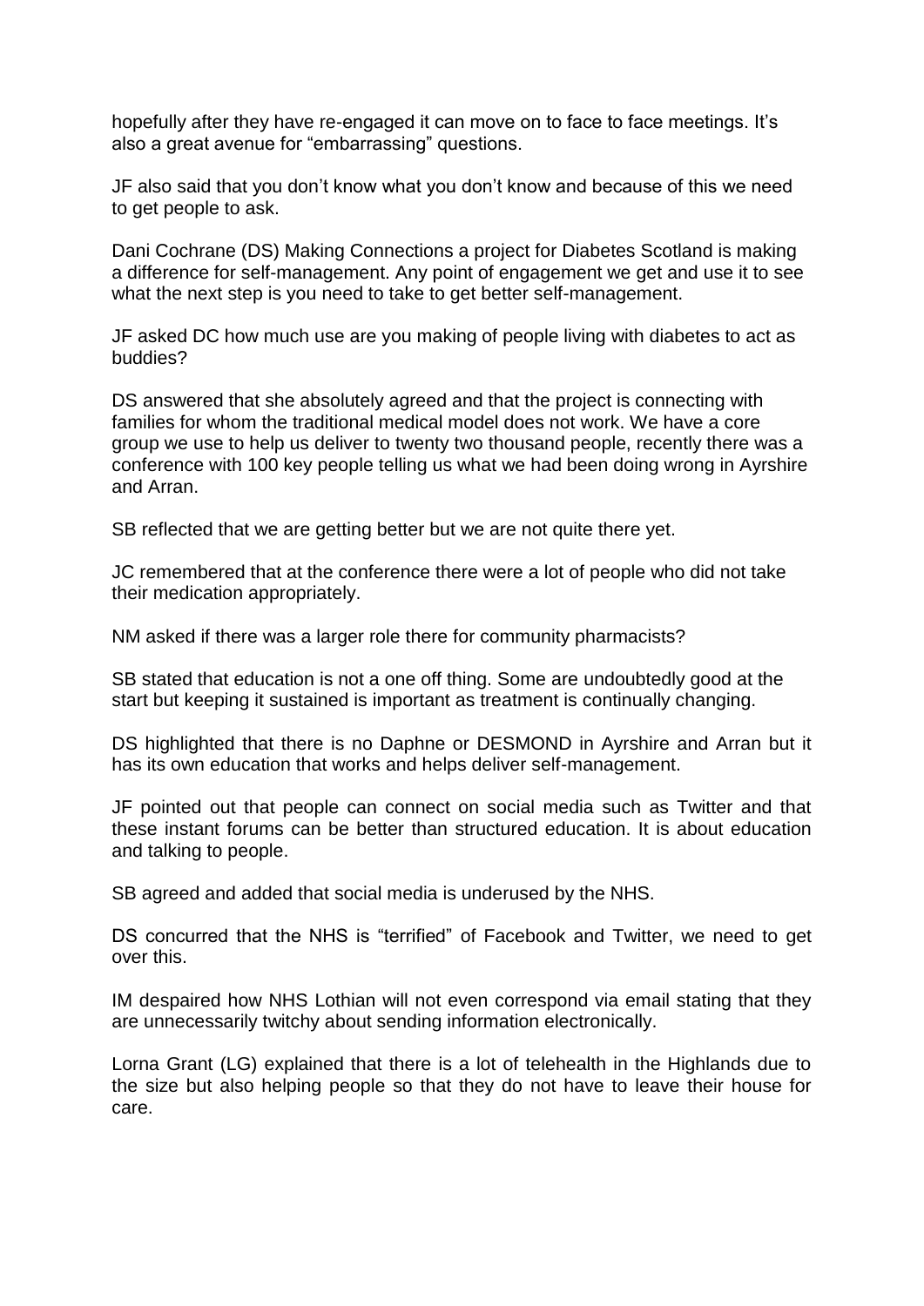hopefully after they have re-engaged it can move on to face to face meetings. It's also a great avenue for "embarrassing" questions.

JF also said that you don't know what you don't know and because of this we need to get people to ask.

Dani Cochrane (DS) Making Connections a project for Diabetes Scotland is making a difference for self-management. Any point of engagement we get and use it to see what the next step is you need to take to get better self-management.

JF asked DC how much use are you making of people living with diabetes to act as buddies?

DS answered that she absolutely agreed and that the project is connecting with families for whom the traditional medical model does not work. We have a core group we use to help us deliver to twenty two thousand people, recently there was a conference with 100 key people telling us what we had been doing wrong in Ayrshire and Arran.

SB reflected that we are getting better but we are not quite there yet.

JC remembered that at the conference there were a lot of people who did not take their medication appropriately.

NM asked if there was a larger role there for community pharmacists?

SB stated that education is not a one off thing. Some are undoubtedly good at the start but keeping it sustained is important as treatment is continually changing.

DS highlighted that there is no Daphne or DESMOND in Ayrshire and Arran but it has its own education that works and helps deliver self-management.

JF pointed out that people can connect on social media such as Twitter and that these instant forums can be better than structured education. It is about education and talking to people.

SB agreed and added that social media is underused by the NHS.

DS concurred that the NHS is "terrified" of Facebook and Twitter, we need to get over this.

IM despaired how NHS Lothian will not even correspond via email stating that they are unnecessarily twitchy about sending information electronically.

Lorna Grant (LG) explained that there is a lot of telehealth in the Highlands due to the size but also helping people so that they do not have to leave their house for care.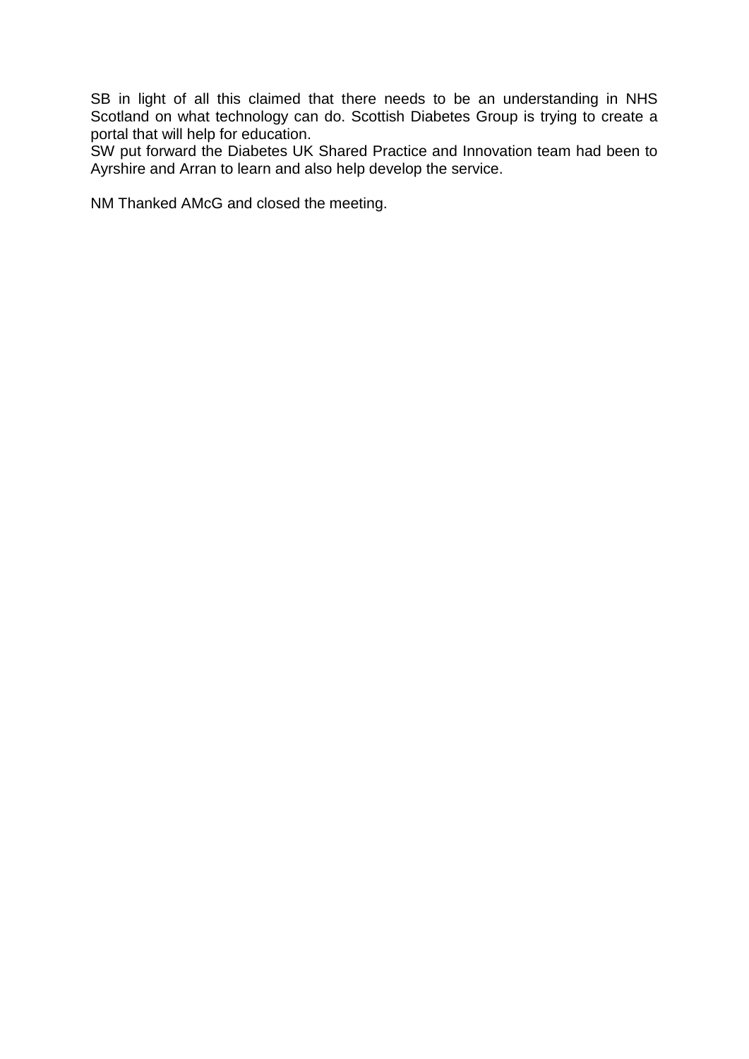SB in light of all this claimed that there needs to be an understanding in NHS Scotland on what technology can do. Scottish Diabetes Group is trying to create a portal that will help for education.
SW put forward the Diabetes UK Shared Practice and Innovation team had been to Ayrshire and Arran to learn and also help develop the service.

NM Thanked AMcG and closed the meeting.